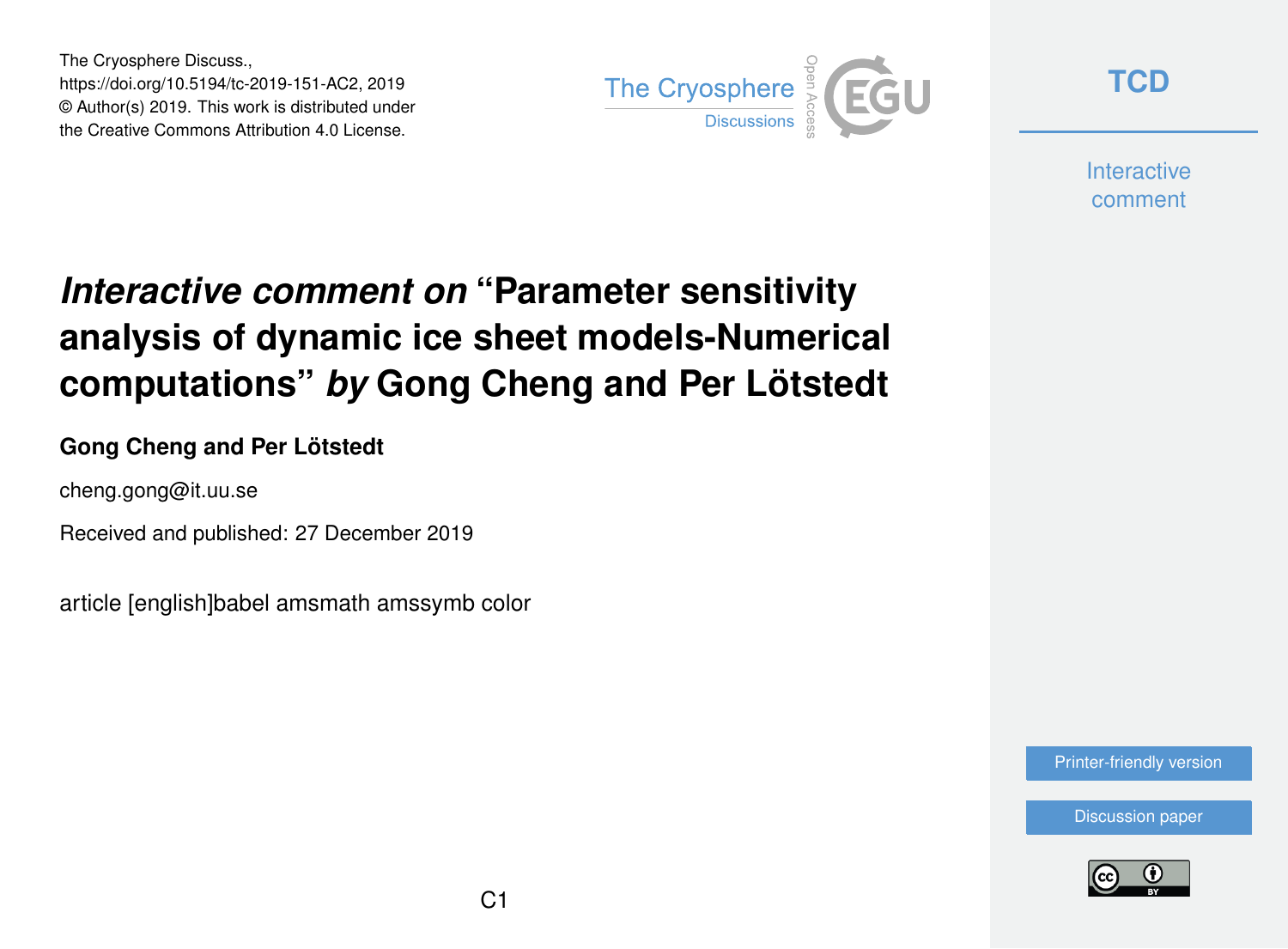The Cryosphere Discuss.,
https://doi.org/10.5194/tc-2019-151-AC2, 2019
© Author(s) 2019. This work is distributed under
the Creative Commons Attribution 4.0 License.

# *Interactive comment on* "Parameter sensitivity analysis of dynamic ice sheet models-Numerical computations" *by* Gong Cheng and Per Lötstedt

**Gong Cheng and Per Lötstedt**

cheng.gong@it.uu.se

Received and published: 27 December 2019

article [english]babel amsmath amssymb color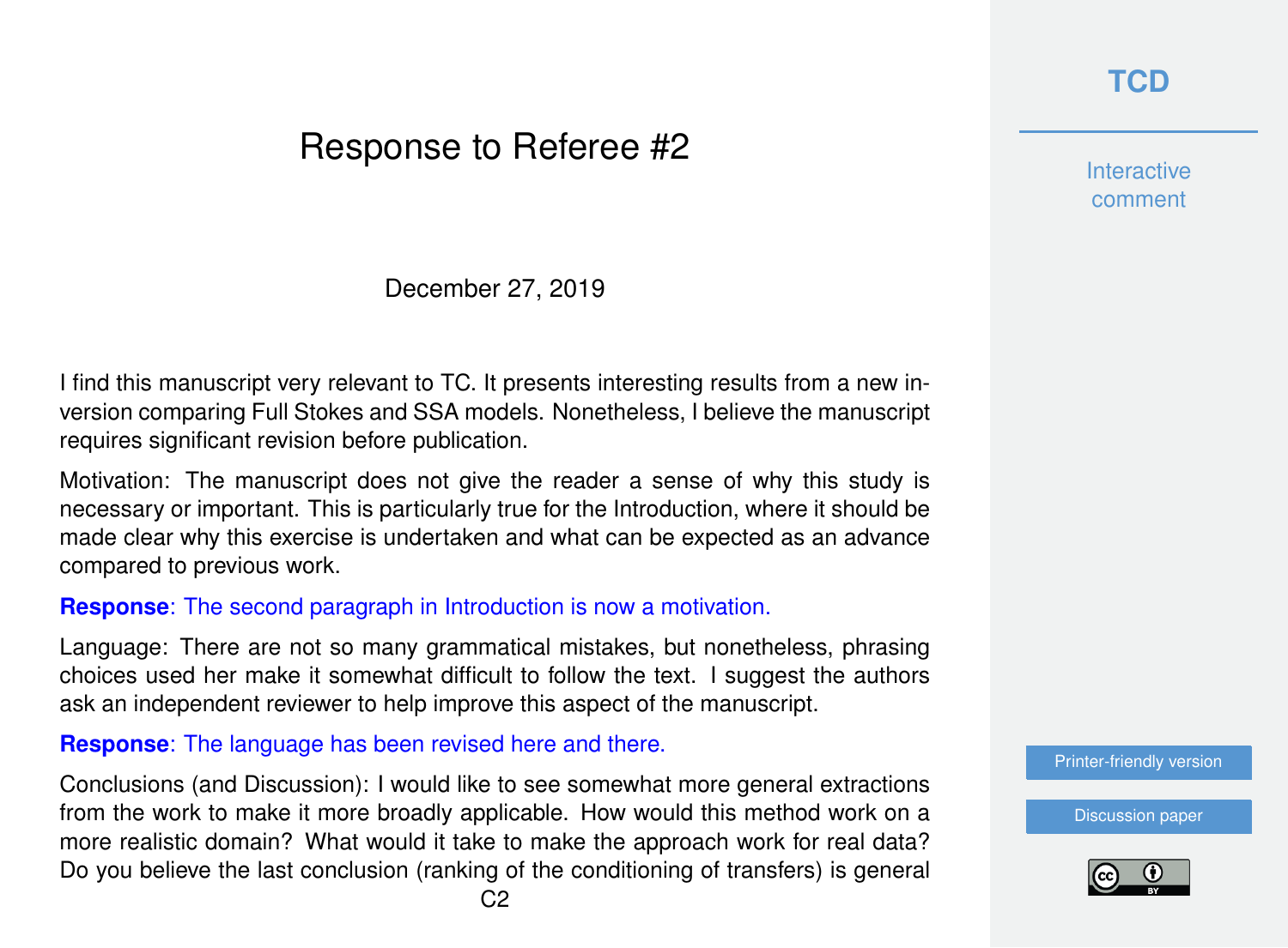# Response to Referee #2

December 27, 2019

I find this manuscript very relevant to TC. It presents interesting results from a new inversion comparing Full Stokes and SSA models. Nonetheless, I believe the manuscript requires significant revision before publication.

Motivation: The manuscript does not give the reader a sense of why this study is necessary or important. This is particularly true for the Introduction, where it should be made clear why this exercise is undertaken and what can be expected as an advance compared to previous work.

**Response**: The second paragraph in Introduction is now a motivation.

Language: There are not so many grammatical mistakes, but nonetheless, phrasing choices used her make it somewhat difficult to follow the text. I suggest the authors ask an independent reviewer to help improve this aspect of the manuscript.

**Response**: The language has been revised here and there.

Conclusions (and Discussion): I would like to see somewhat more general extractions from the work to make it more broadly applicable. How would this method work on a more realistic domain? What would it take to make the approach work for real data? Do you believe the last conclusion (ranking of the conditioning of transfers) is general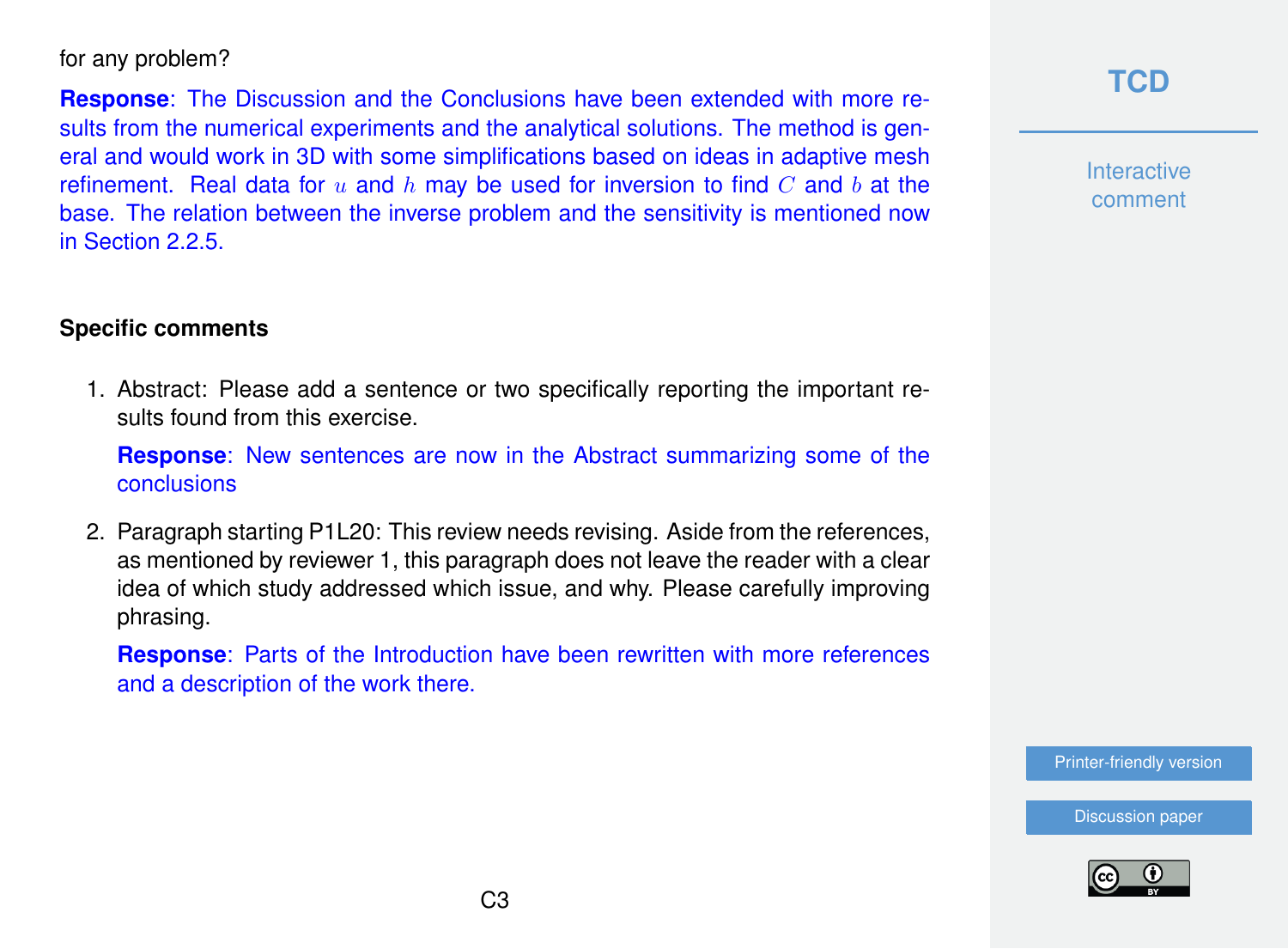for any problem?

**Response**: The Discussion and the Conclusions have been extended with more results from the numerical experiments and the analytical solutions. The method is general and would work in 3D with some simplifications based on ideas in adaptive mesh refinement. Real data for $u$ and $h$ may be used for inversion to find $C$ and $b$ at the base. The relation between the inverse problem and the sensitivity is mentioned now in Section 2.2.5.

**Specific comments**

1. Abstract: Please add a sentence or two specifically reporting the important results found from this exercise.

   **Response**: New sentences are now in the Abstract summarizing some of the conclusions

2. Paragraph starting P1L20: This review needs revising. Aside from the references, as mentioned by reviewer 1, this paragraph does not leave the reader with a clear idea of which study addressed which issue, and why. Please carefully improving phrasing.

   **Response**: Parts of the Introduction have been rewritten with more references and a description of the work there.